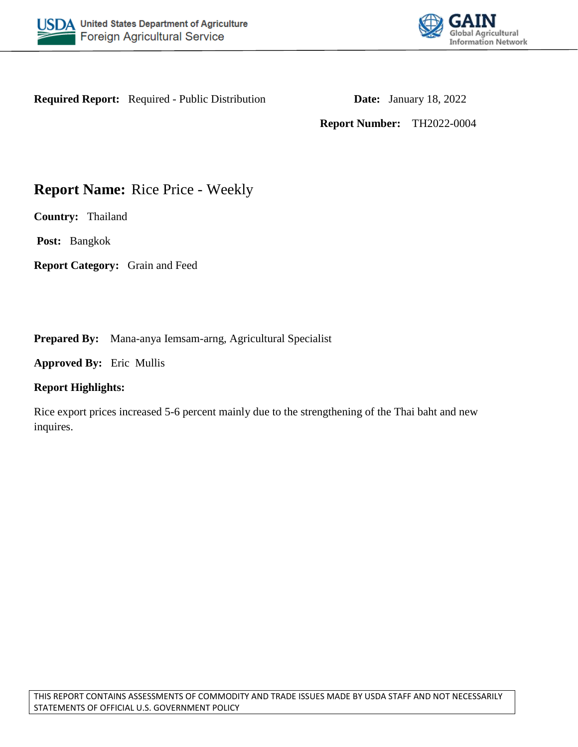United States Department of Agriculture
Foreign Agricultural Service

GAIN
Global Agricultural Information Network

**Required Report:** Required - Public Distribution

**Date:** January 18, 2022

**Report Number:** TH2022-0004

# **Report Name:** Rice Price - Weekly

**Country:** Thailand

**Post:** Bangkok

**Report Category:** Grain and Feed

**Prepared By:** Mana-anya Iemsam-arng, Agricultural Specialist

**Approved By:** Eric Mullis

**Report Highlights:**

Rice export prices increased 5-6 percent mainly due to the strengthening of the Thai baht and new inquires.

THIS REPORT CONTAINS ASSESSMENTS OF COMMODITY AND TRADE ISSUES MADE BY USDA STAFF AND NOT NECESSARILY STATEMENTS OF OFFICIAL U.S. GOVERNMENT POLICY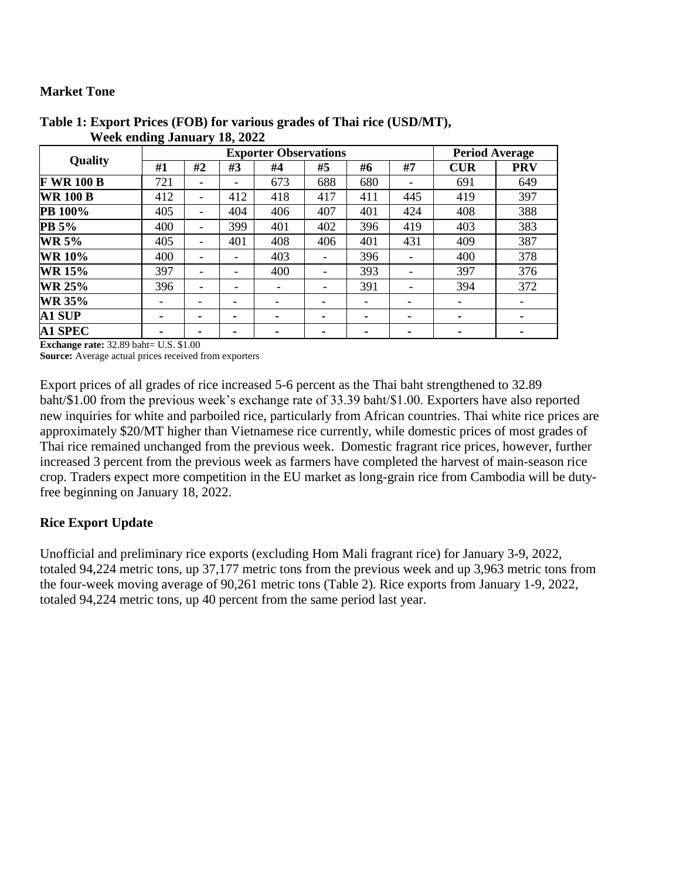## Market Tone

**Table 1: Export Prices (FOB) for various grades of Thai rice (USD/MT), Week ending January 18, 2022**

| Quality | Exporter Observations | | | | | | | Period Average | |
|---|---|---|---|---|---|---|---|---|---|
| | #1 | #2 | #3 | #4 | #5 | #6 | #7 | CUR | PRV |
| **F WR 100 B** | 721 | - | - | 673 | 688 | 680 | - | 691 | 649 |
| **WR 100 B** | 412 | - | 412 | 418 | 417 | 411 | 445 | 419 | 397 |
| **PB 100%** | 405 | - | 404 | 406 | 407 | 401 | 424 | 408 | 388 |
| **PB 5%** | 400 | - | 399 | 401 | 402 | 396 | 419 | 403 | 383 |
| **WR 5%** | 405 | - | 401 | 408 | 406 | 401 | 431 | 409 | 387 |
| **WR 10%** | 400 | - | - | 403 | - | 396 | - | 400 | 378 |
| **WR 15%** | 397 | - | - | 400 | - | 393 | - | 397 | 376 |
| **WR 25%** | 396 | - | - | - | - | 391 | - | 394 | 372 |
| **WR 35%** | - | - | - | - | - | - | - | - | - |
| **A1 SUP** | - | - | - | - | - | - | - | - | - |
| **A1 SPEC** | - | - | - | - | - | - | - | - | - |

**Exchange rate:** 32.89 baht= U.S. $1.00
**Source:** Average actual prices received from exporters

Export prices of all grades of rice increased 5-6 percent as the Thai baht strengthened to 32.89 baht/$1.00 from the previous week's exchange rate of 33.39 baht/$1.00. Exporters have also reported new inquiries for white and parboiled rice, particularly from African countries. Thai white rice prices are approximately $20/MT higher than Vietnamese rice currently, while domestic prices of most grades of Thai rice remained unchanged from the previous week. Domestic fragrant rice prices, however, further increased 3 percent from the previous week as farmers have completed the harvest of main-season rice crop. Traders expect more competition in the EU market as long-grain rice from Cambodia will be duty-free beginning on January 18, 2022.

## Rice Export Update

Unofficial and preliminary rice exports (excluding Hom Mali fragrant rice) for January 3-9, 2022, totaled 94,224 metric tons, up 37,177 metric tons from the previous week and up 3,963 metric tons from the four-week moving average of 90,261 metric tons (Table 2). Rice exports from January 1-9, 2022, totaled 94,224 metric tons, up 40 percent from the same period last year.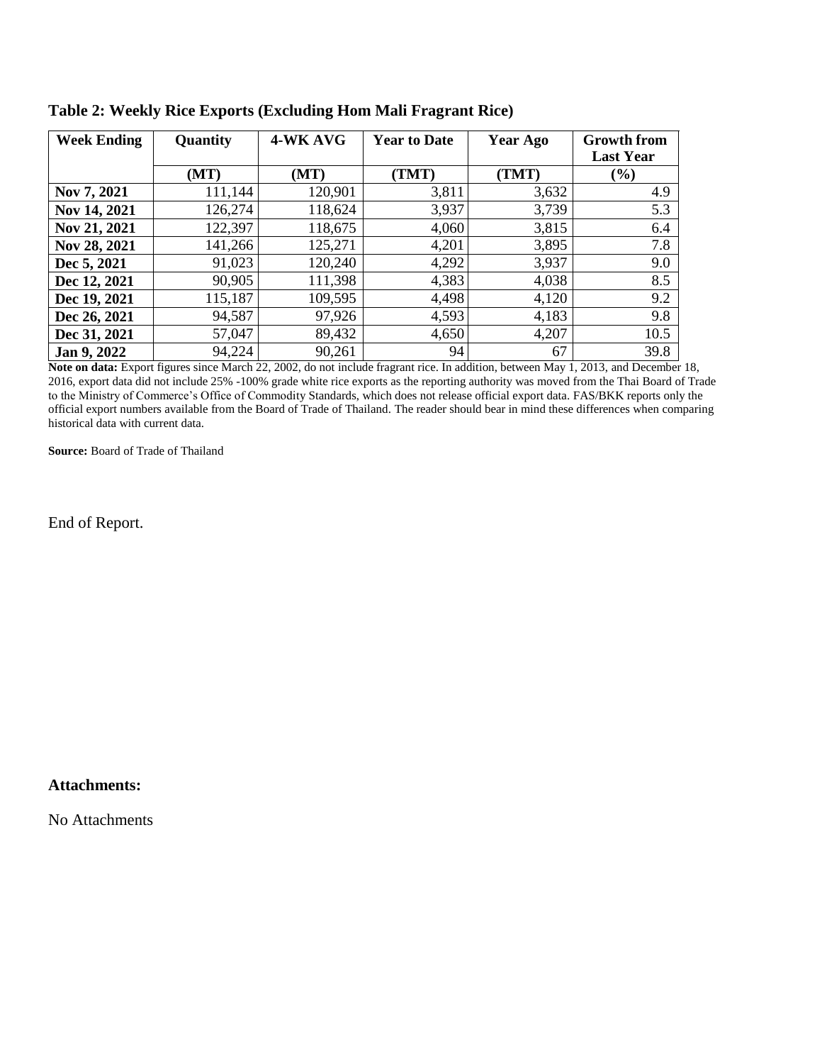**Table 2: Weekly Rice Exports (Excluding Hom Mali Fragrant Rice)**

| Week Ending | Quantity | 4-WK AVG | Year to Date | Year Ago | Growth from Last Year |
|---|---|---|---|---|---|
| | (MT) | (MT) | (TMT) | (TMT) | (%) |
| Nov 7, 2021 | 111,144 | 120,901 | 3,811 | 3,632 | 4.9 |
| Nov 14, 2021 | 126,274 | 118,624 | 3,937 | 3,739 | 5.3 |
| Nov 21, 2021 | 122,397 | 118,675 | 4,060 | 3,815 | 6.4 |
| Nov 28, 2021 | 141,266 | 125,271 | 4,201 | 3,895 | 7.8 |
| Dec 5, 2021 | 91,023 | 120,240 | 4,292 | 3,937 | 9.0 |
| Dec 12, 2021 | 90,905 | 111,398 | 4,383 | 4,038 | 8.5 |
| Dec 19, 2021 | 115,187 | 109,595 | 4,498 | 4,120 | 9.2 |
| Dec 26, 2021 | 94,587 | 97,926 | 4,593 | 4,183 | 9.8 |
| Dec 31, 2021 | 57,047 | 89,432 | 4,650 | 4,207 | 10.5 |
| Jan 9, 2022 | 94,224 | 90,261 | 94 | 67 | 39.8 |

**Note on data:** Export figures since March 22, 2002, do not include fragrant rice. In addition, between May 1, 2013, and December 18, 2016, export data did not include 25% -100% grade white rice exports as the reporting authority was moved from the Thai Board of Trade to the Ministry of Commerce's Office of Commodity Standards, which does not release official export data. FAS/BKK reports only the official export numbers available from the Board of Trade of Thailand. The reader should bear in mind these differences when comparing historical data with current data.

**Source:** Board of Trade of Thailand

End of Report.

**Attachments:**

No Attachments